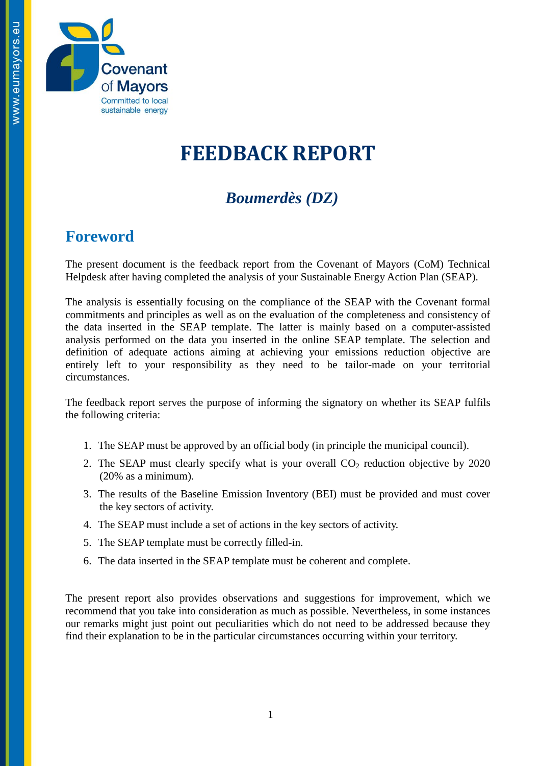# FEEDBACK REPORT

## *Boumerdès (DZ)*

## Foreword

The present document is the feedback report from the Covenant of Mayors (CoM) Technical Helpdesk after having completed the analysis of your Sustainable Energy Action Plan (SEAP).

The analysis is essentially focusing on the compliance of the SEAP with the Covenant formal commitments and principles as well as on the evaluation of the completeness and consistency of the data inserted in the SEAP template. The latter is mainly based on a computer-assisted analysis performed on the data you inserted in the online SEAP template. The selection and definition of adequate actions aiming at achieving your emissions reduction objective are entirely left to your responsibility as they need to be tailor-made on your territorial circumstances.

The feedback report serves the purpose of informing the signatory on whether its SEAP fulfils the following criteria:

1. The SEAP must be approved by an official body (in principle the municipal council).
2. The SEAP must clearly specify what is your overall $CO_2$ reduction objective by 2020 (20% as a minimum).
3. The results of the Baseline Emission Inventory (BEI) must be provided and must cover the key sectors of activity.
4. The SEAP must include a set of actions in the key sectors of activity.
5. The SEAP template must be correctly filled-in.
6. The data inserted in the SEAP template must be coherent and complete.

The present report also provides observations and suggestions for improvement, which we recommend that you take into consideration as much as possible. Nevertheless, in some instances our remarks might just point out peculiarities which do not need to be addressed because they find their explanation to be in the particular circumstances occurring within your territory.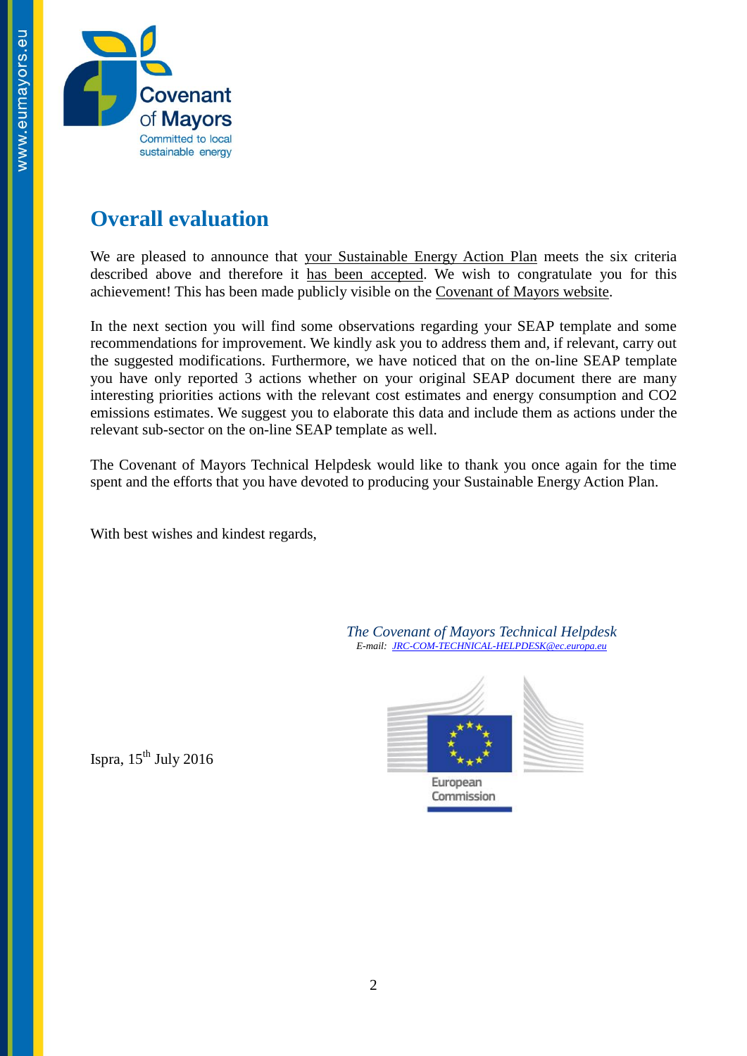## Overall evaluation

We are pleased to announce that your Sustainable Energy Action Plan meets the six criteria described above and therefore it has been accepted. We wish to congratulate you for this achievement! This has been made publicly visible on the Covenant of Mayors website.

In the next section you will find some observations regarding your SEAP template and some recommendations for improvement. We kindly ask you to address them and, if relevant, carry out the suggested modifications. Furthermore, we have noticed that on the on-line SEAP template you have only reported 3 actions whether on your original SEAP document there are many interesting priorities actions with the relevant cost estimates and energy consumption and CO2 emissions estimates. We suggest you to elaborate this data and include them as actions under the relevant sub-sector on the on-line SEAP template as well.

The Covenant of Mayors Technical Helpdesk would like to thank you once again for the time spent and the efforts that you have devoted to producing your Sustainable Energy Action Plan.

With best wishes and kindest regards,

*The Covenant of Mayors Technical Helpdesk*
*E-mail: JRC-COM-TECHNICAL-HELPDESK@ec.europa.eu*

Ispra, 15th July 2016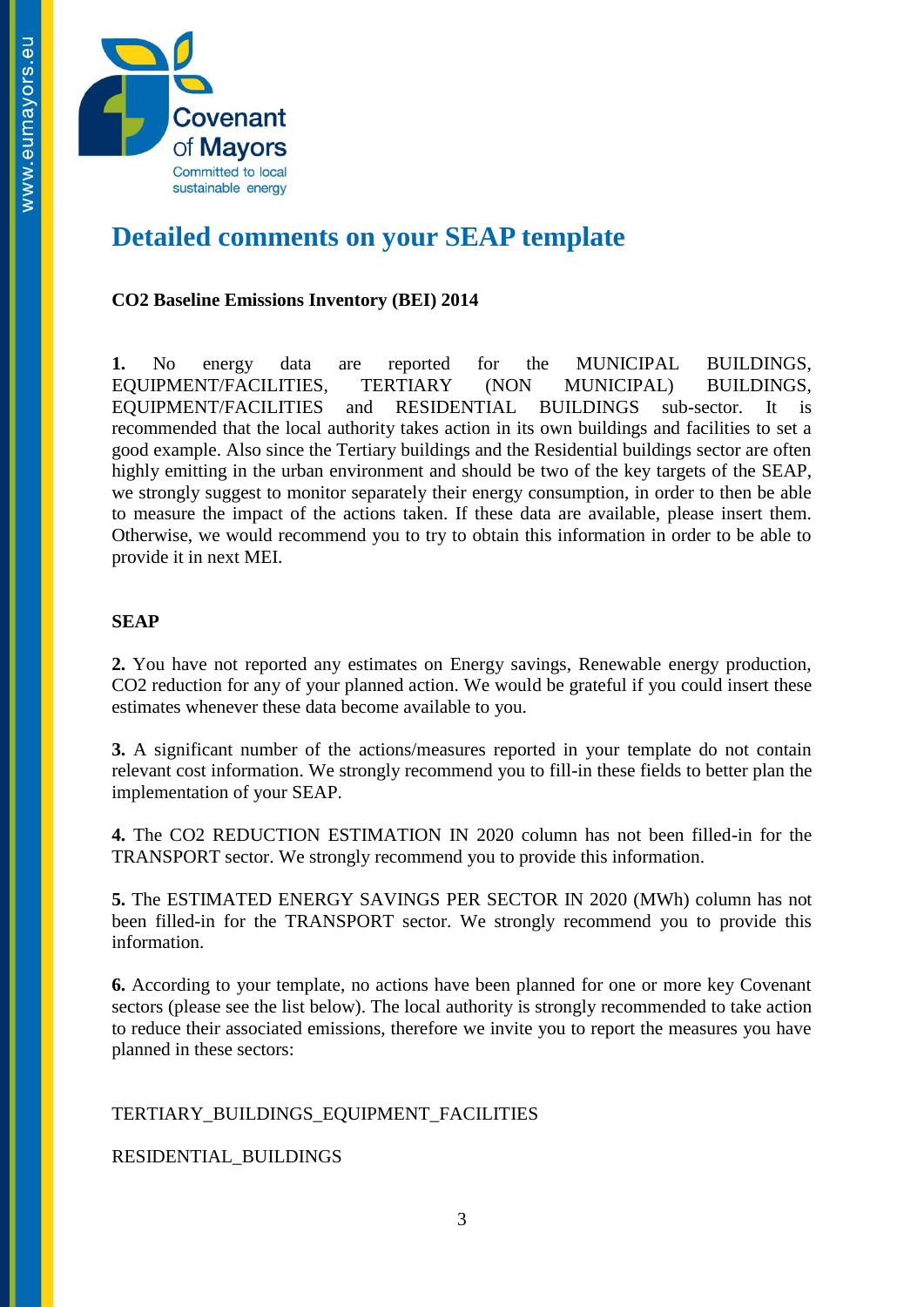# Detailed comments on your SEAP template

**CO2 Baseline Emissions Inventory (BEI) 2014**

**1.** No energy data are reported for the MUNICIPAL BUILDINGS, EQUIPMENT/FACILITIES, TERTIARY (NON MUNICIPAL) BUILDINGS, EQUIPMENT/FACILITIES and RESIDENTIAL BUILDINGS sub-sector. It is recommended that the local authority takes action in its own buildings and facilities to set a good example. Also since the Tertiary buildings and the Residential buildings sector are often highly emitting in the urban environment and should be two of the key targets of the SEAP, we strongly suggest to monitor separately their energy consumption, in order to then be able to measure the impact of the actions taken. If these data are available, please insert them. Otherwise, we would recommend you to try to obtain this information in order to be able to provide it in next MEI.

**SEAP**

**2.** You have not reported any estimates on Energy savings, Renewable energy production, CO2 reduction for any of your planned action. We would be grateful if you could insert these estimates whenever these data become available to you.

**3.** A significant number of the actions/measures reported in your template do not contain relevant cost information. We strongly recommend you to fill-in these fields to better plan the implementation of your SEAP.

**4.** The CO2 REDUCTION ESTIMATION IN 2020 column has not been filled-in for the TRANSPORT sector. We strongly recommend you to provide this information.

**5.** The ESTIMATED ENERGY SAVINGS PER SECTOR IN 2020 (MWh) column has not been filled-in for the TRANSPORT sector. We strongly recommend you to provide this information.

**6.** According to your template, no actions have been planned for one or more key Covenant sectors (please see the list below). The local authority is strongly recommended to take action to reduce their associated emissions, therefore we invite you to report the measures you have planned in these sectors:

TERTIARY_BUILDINGS_EQUIPMENT_FACILITIES

RESIDENTIAL_BUILDINGS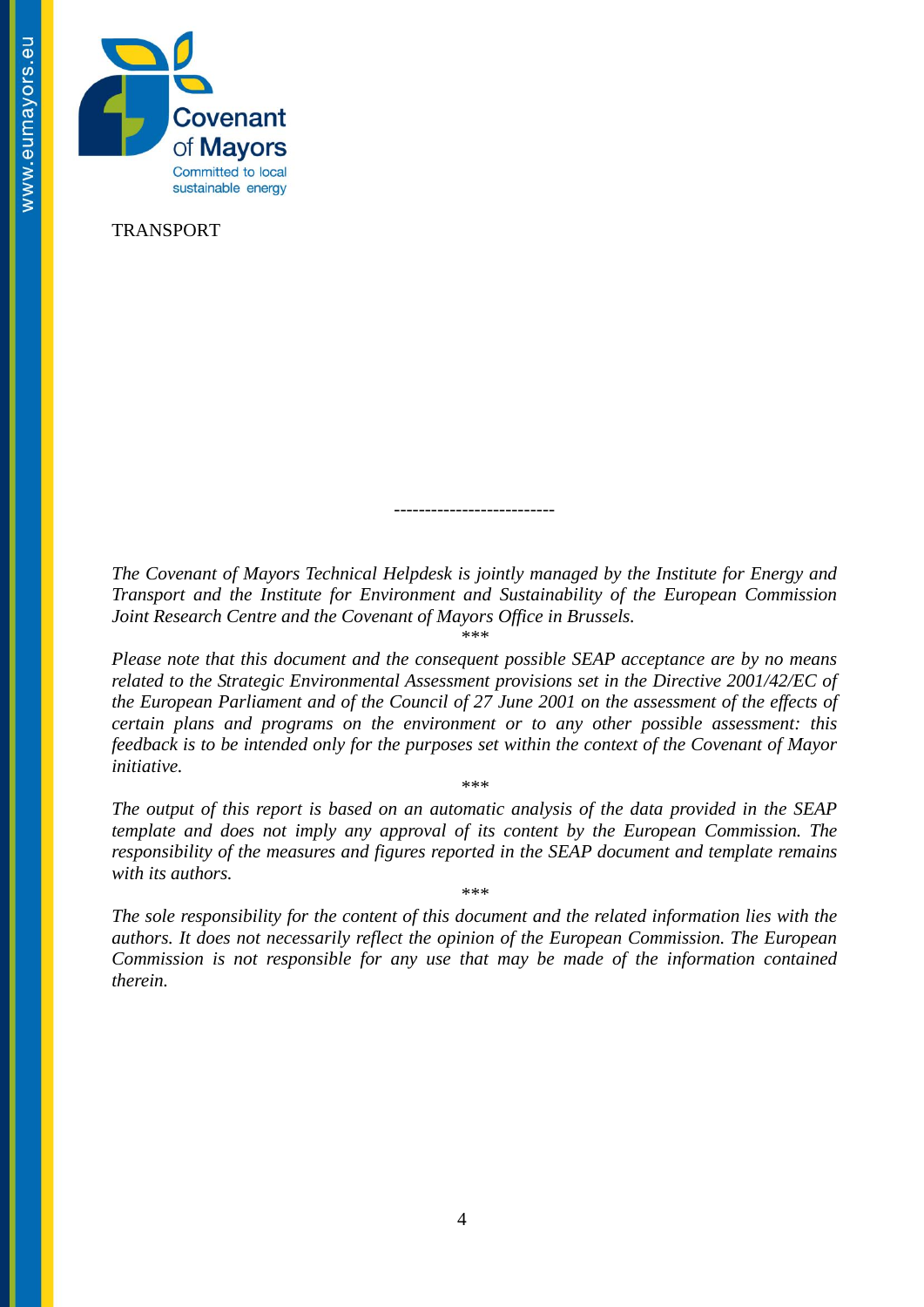TRANSPORT

--------------------------

*The Covenant of Mayors Technical Helpdesk is jointly managed by the Institute for Energy and Transport and the Institute for Environment and Sustainability of the European Commission Joint Research Centre and the Covenant of Mayors Office in Brussels.*

\*\*\*

*Please note that this document and the consequent possible SEAP acceptance are by no means related to the Strategic Environmental Assessment provisions set in the Directive 2001/42/EC of the European Parliament and of the Council of 27 June 2001 on the assessment of the effects of certain plans and programs on the environment or to any other possible assessment: this feedback is to be intended only for the purposes set within the context of the Covenant of Mayor initiative.*

\*\*\*

*The output of this report is based on an automatic analysis of the data provided in the SEAP template and does not imply any approval of its content by the European Commission. The responsibility of the measures and figures reported in the SEAP document and template remains with its authors.*

\*\*\*

*The sole responsibility for the content of this document and the related information lies with the authors. It does not necessarily reflect the opinion of the European Commission. The European Commission is not responsible for any use that may be made of the information contained therein.*